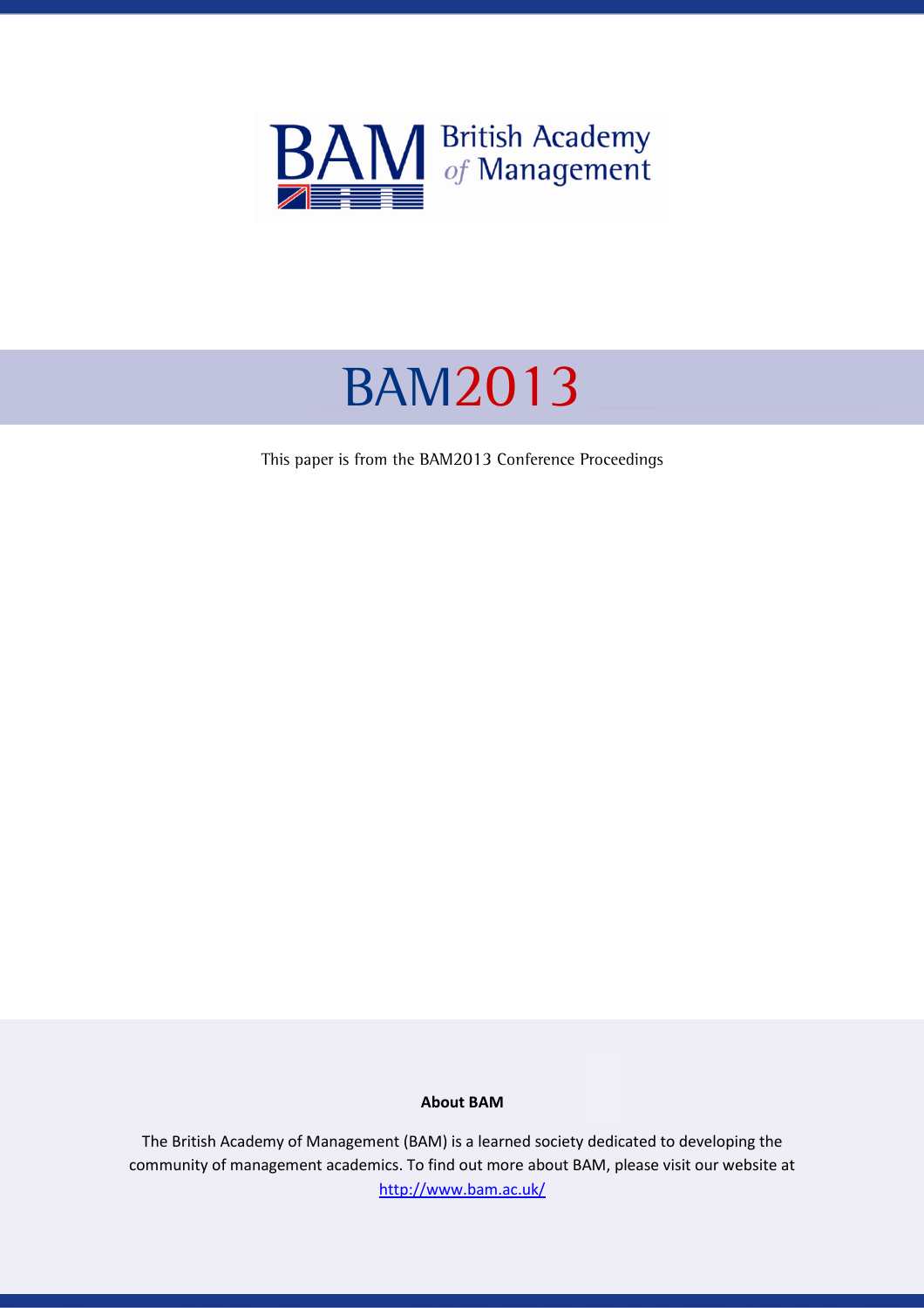British Academy of Management

# BAM2013

This paper is from the BAM2013 Conference Proceedings

**About BAM**

The British Academy of Management (BAM) is a learned society dedicated to developing the community of management academics. To find out more about BAM, please visit our website at http://www.bam.ac.uk/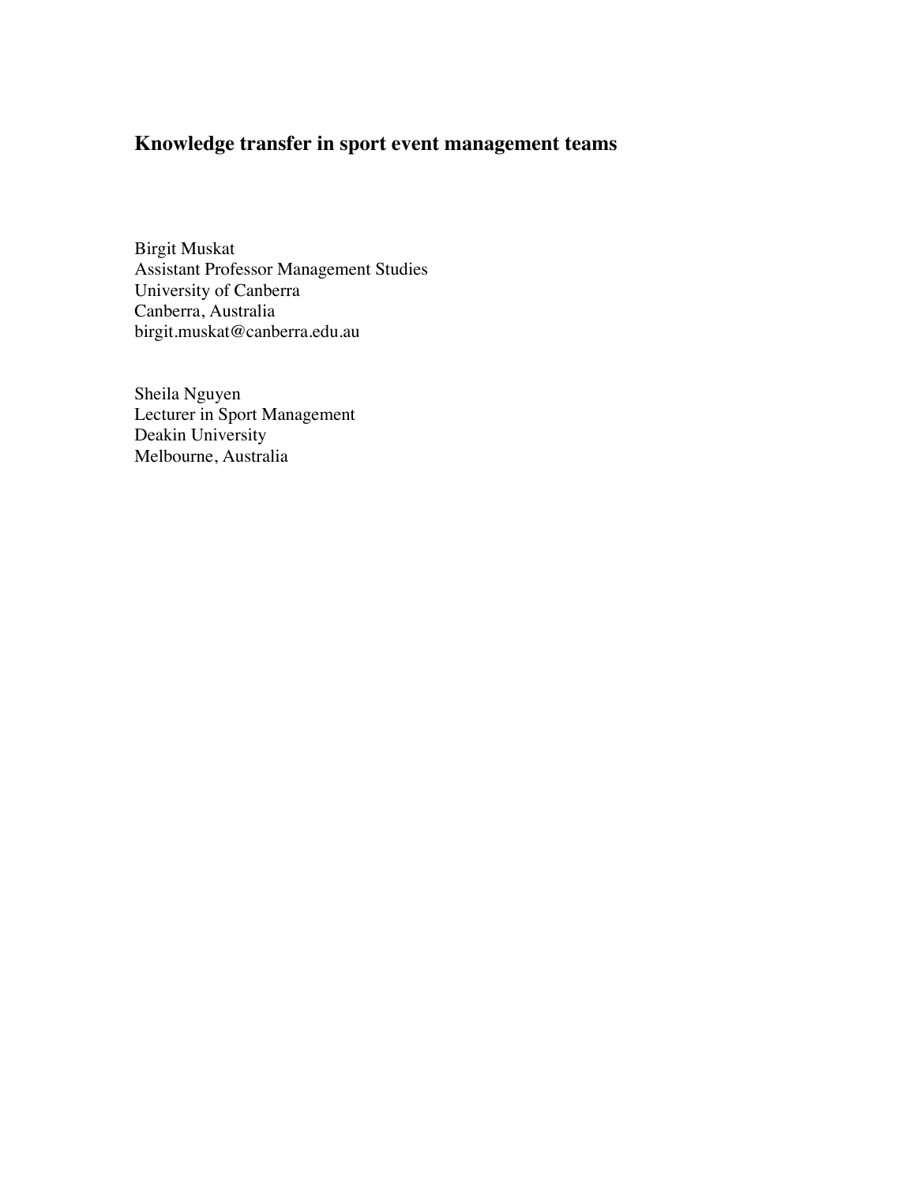# Knowledge transfer in sport event management teams

Birgit Muskat
Assistant Professor Management Studies
University of Canberra
Canberra, Australia
birgit.muskat@canberra.edu.au

Sheila Nguyen
Lecturer in Sport Management
Deakin University
Melbourne, Australia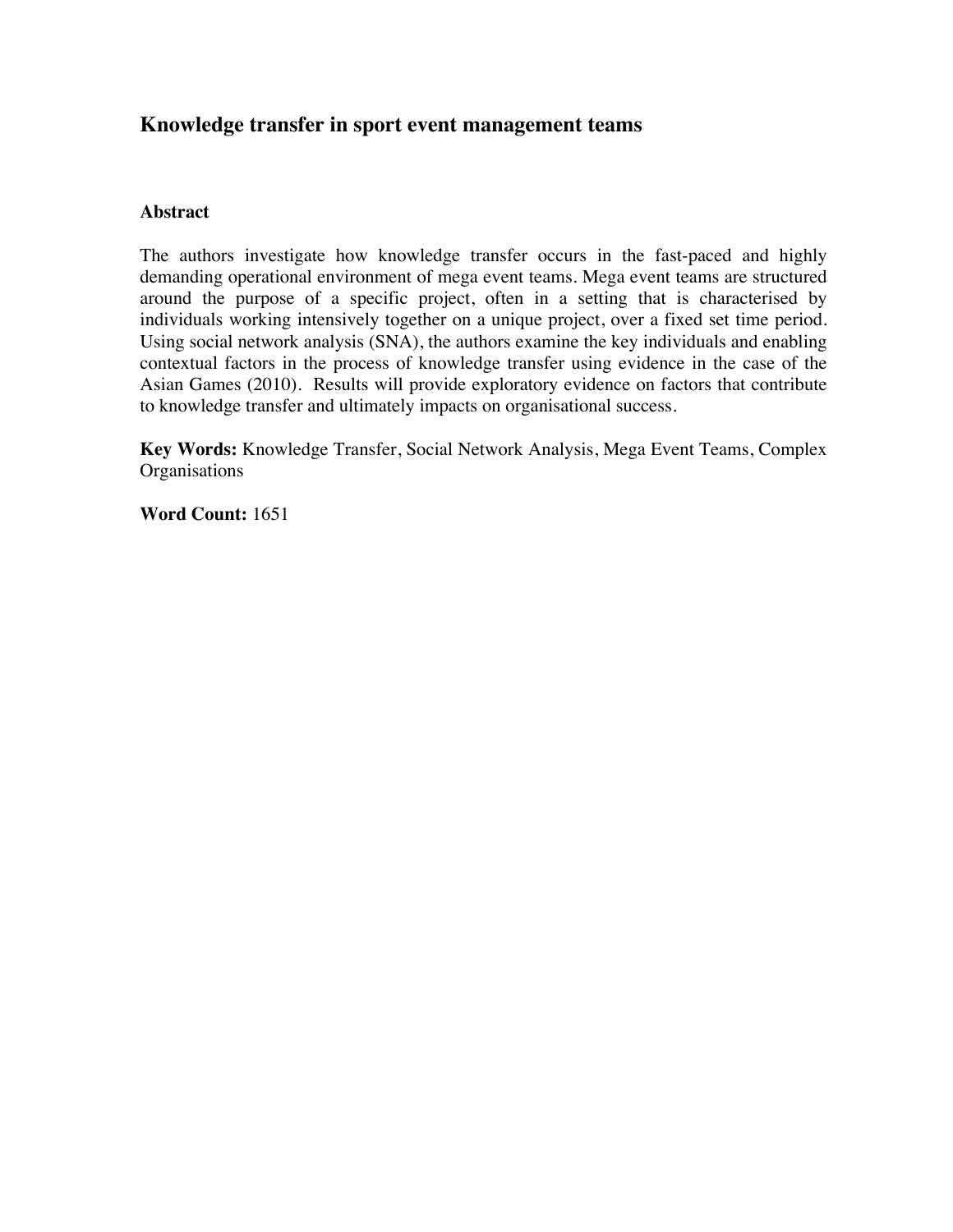## Knowledge transfer in sport event management teams

### Abstract

The authors investigate how knowledge transfer occurs in the fast-paced and highly demanding operational environment of mega event teams. Mega event teams are structured around the purpose of a specific project, often in a setting that is characterised by individuals working intensively together on a unique project, over a fixed set time period. Using social network analysis (SNA), the authors examine the key individuals and enabling contextual factors in the process of knowledge transfer using evidence in the case of the Asian Games (2010). Results will provide exploratory evidence on factors that contribute to knowledge transfer and ultimately impacts on organisational success.

**Key Words:** Knowledge Transfer, Social Network Analysis, Mega Event Teams, Complex Organisations

**Word Count:** 1651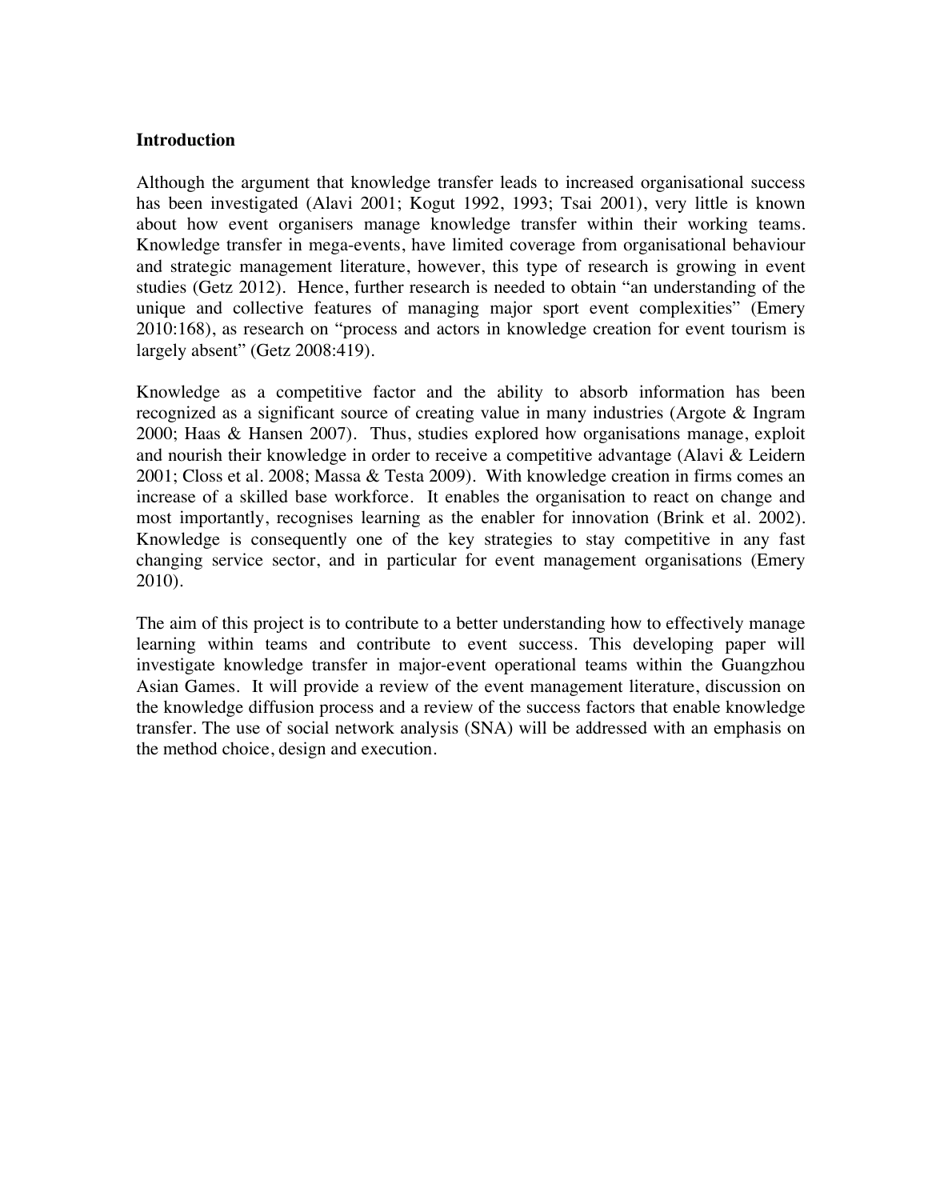**Introduction**

Although the argument that knowledge transfer leads to increased organisational success has been investigated (Alavi 2001; Kogut 1992, 1993; Tsai 2001), very little is known about how event organisers manage knowledge transfer within their working teams. Knowledge transfer in mega-events, have limited coverage from organisational behaviour and strategic management literature, however, this type of research is growing in event studies (Getz 2012). Hence, further research is needed to obtain "an understanding of the unique and collective features of managing major sport event complexities" (Emery 2010:168), as research on "process and actors in knowledge creation for event tourism is largely absent" (Getz 2008:419).

Knowledge as a competitive factor and the ability to absorb information has been recognized as a significant source of creating value in many industries (Argote & Ingram 2000; Haas & Hansen 2007). Thus, studies explored how organisations manage, exploit and nourish their knowledge in order to receive a competitive advantage (Alavi & Leidern 2001; Closs et al. 2008; Massa & Testa 2009). With knowledge creation in firms comes an increase of a skilled base workforce. It enables the organisation to react on change and most importantly, recognises learning as the enabler for innovation (Brink et al. 2002). Knowledge is consequently one of the key strategies to stay competitive in any fast changing service sector, and in particular for event management organisations (Emery 2010).

The aim of this project is to contribute to a better understanding how to effectively manage learning within teams and contribute to event success. This developing paper will investigate knowledge transfer in major-event operational teams within the Guangzhou Asian Games. It will provide a review of the event management literature, discussion on the knowledge diffusion process and a review of the success factors that enable knowledge transfer. The use of social network analysis (SNA) will be addressed with an emphasis on the method choice, design and execution.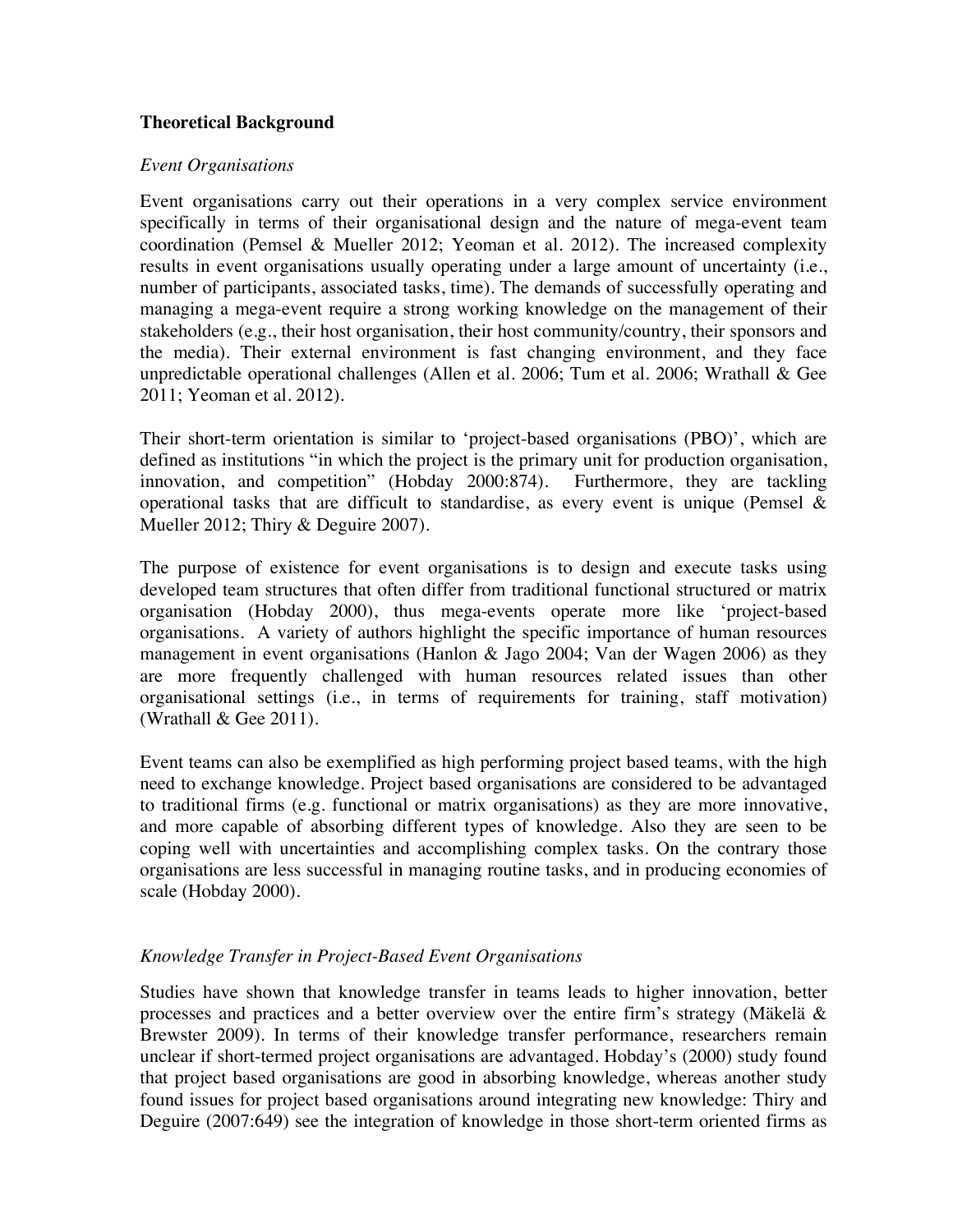## Theoretical Background

### *Event Organisations*

Event organisations carry out their operations in a very complex service environment specifically in terms of their organisational design and the nature of mega-event team coordination (Pemsel & Mueller 2012; Yeoman et al. 2012). The increased complexity results in event organisations usually operating under a large amount of uncertainty (i.e., number of participants, associated tasks, time). The demands of successfully operating and managing a mega-event require a strong working knowledge on the management of their stakeholders (e.g., their host organisation, their host community/country, their sponsors and the media). Their external environment is fast changing environment, and they face unpredictable operational challenges (Allen et al. 2006; Tum et al. 2006; Wrathall & Gee 2011; Yeoman et al. 2012).

Their short-term orientation is similar to 'project-based organisations (PBO)', which are defined as institutions "in which the project is the primary unit for production organisation, innovation, and competition" (Hobday 2000:874). Furthermore, they are tackling operational tasks that are difficult to standardise, as every event is unique (Pemsel & Mueller 2012; Thiry & Deguire 2007).

The purpose of existence for event organisations is to design and execute tasks using developed team structures that often differ from traditional functional structured or matrix organisation (Hobday 2000), thus mega-events operate more like 'project-based organisations. A variety of authors highlight the specific importance of human resources management in event organisations (Hanlon & Jago 2004; Van der Wagen 2006) as they are more frequently challenged with human resources related issues than other organisational settings (i.e., in terms of requirements for training, staff motivation) (Wrathall & Gee 2011).

Event teams can also be exemplified as high performing project based teams, with the high need to exchange knowledge. Project based organisations are considered to be advantaged to traditional firms (e.g. functional or matrix organisations) as they are more innovative, and more capable of absorbing different types of knowledge. Also they are seen to be coping well with uncertainties and accomplishing complex tasks. On the contrary those organisations are less successful in managing routine tasks, and in producing economies of scale (Hobday 2000).

### *Knowledge Transfer in Project-Based Event Organisations*

Studies have shown that knowledge transfer in teams leads to higher innovation, better processes and practices and a better overview over the entire firm's strategy (Mäkelä & Brewster 2009). In terms of their knowledge transfer performance, researchers remain unclear if short-termed project organisations are advantaged. Hobday's (2000) study found that project based organisations are good in absorbing knowledge, whereas another study found issues for project based organisations around integrating new knowledge: Thiry and Deguire (2007:649) see the integration of knowledge in those short-term oriented firms as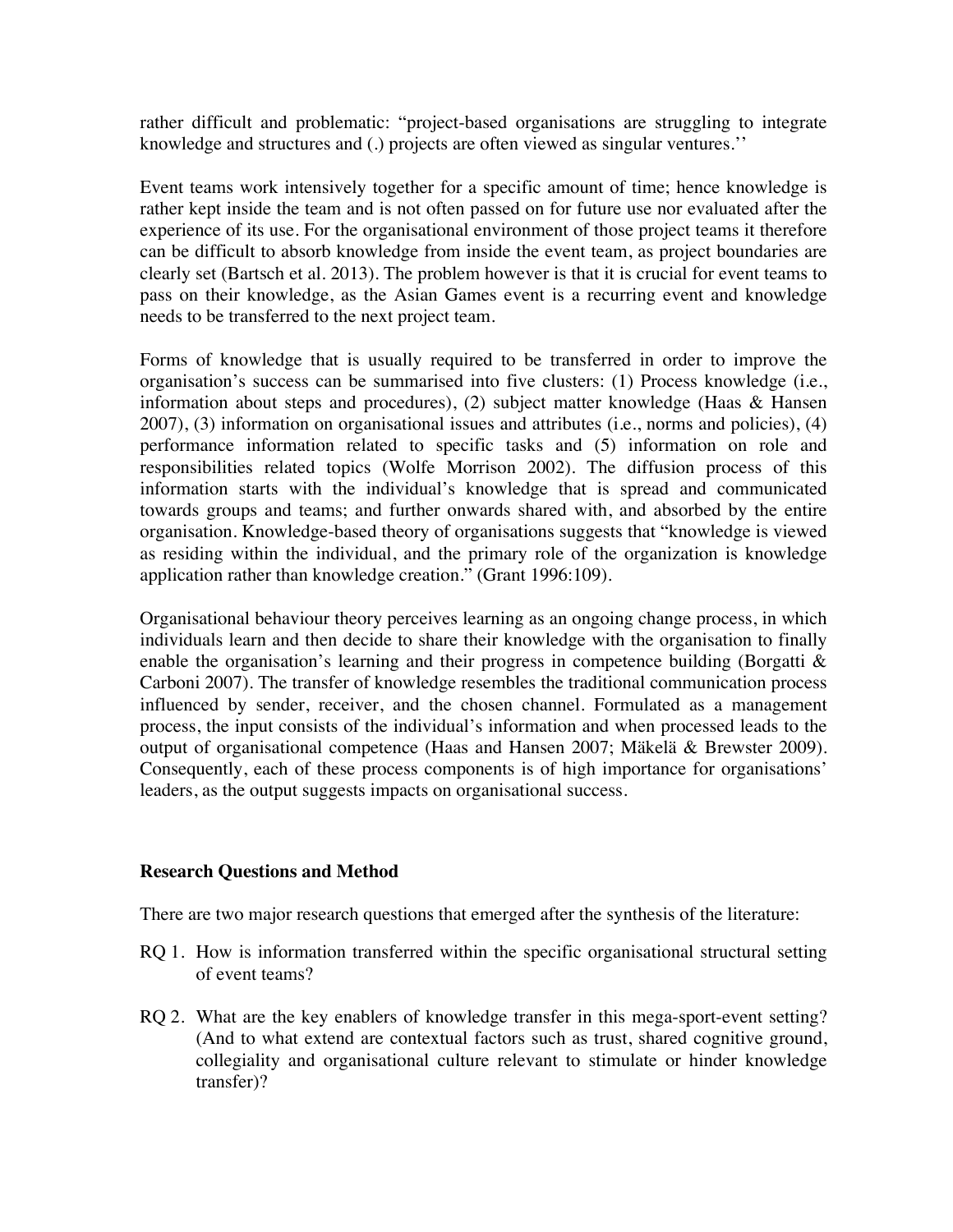rather difficult and problematic: "project-based organisations are struggling to integrate knowledge and structures and (.) projects are often viewed as singular ventures.''

Event teams work intensively together for a specific amount of time; hence knowledge is rather kept inside the team and is not often passed on for future use nor evaluated after the experience of its use. For the organisational environment of those project teams it therefore can be difficult to absorb knowledge from inside the event team, as project boundaries are clearly set (Bartsch et al. 2013). The problem however is that it is crucial for event teams to pass on their knowledge, as the Asian Games event is a recurring event and knowledge needs to be transferred to the next project team.

Forms of knowledge that is usually required to be transferred in order to improve the organisation's success can be summarised into five clusters: (1) Process knowledge (i.e., information about steps and procedures), (2) subject matter knowledge (Haas & Hansen 2007), (3) information on organisational issues and attributes (i.e., norms and policies), (4) performance information related to specific tasks and (5) information on role and responsibilities related topics (Wolfe Morrison 2002). The diffusion process of this information starts with the individual's knowledge that is spread and communicated towards groups and teams; and further onwards shared with, and absorbed by the entire organisation. Knowledge-based theory of organisations suggests that "knowledge is viewed as residing within the individual, and the primary role of the organization is knowledge application rather than knowledge creation." (Grant 1996:109).

Organisational behaviour theory perceives learning as an ongoing change process, in which individuals learn and then decide to share their knowledge with the organisation to finally enable the organisation's learning and their progress in competence building (Borgatti & Carboni 2007). The transfer of knowledge resembles the traditional communication process influenced by sender, receiver, and the chosen channel. Formulated as a management process, the input consists of the individual's information and when processed leads to the output of organisational competence (Haas and Hansen 2007; Mäkelä & Brewster 2009). Consequently, each of these process components is of high importance for organisations' leaders, as the output suggests impacts on organisational success.

### Research Questions and Method

There are two major research questions that emerged after the synthesis of the literature:

RQ 1. How is information transferred within the specific organisational structural setting of event teams?

RQ 2. What are the key enablers of knowledge transfer in this mega-sport-event setting? (And to what extend are contextual factors such as trust, shared cognitive ground, collegiality and organisational culture relevant to stimulate or hinder knowledge transfer)?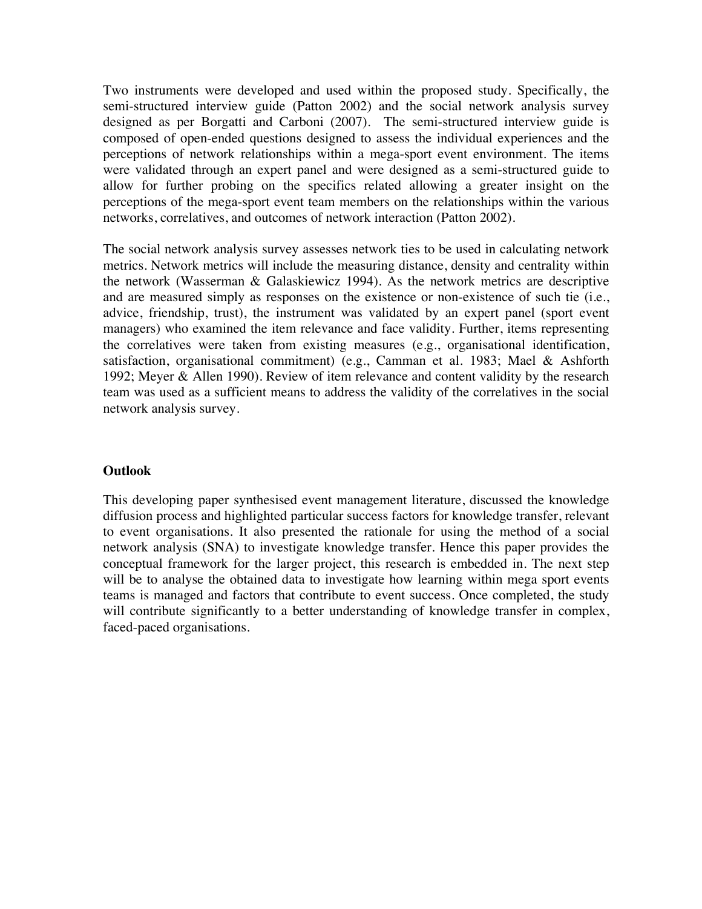Two instruments were developed and used within the proposed study. Specifically, the semi-structured interview guide (Patton 2002) and the social network analysis survey designed as per Borgatti and Carboni (2007). The semi-structured interview guide is composed of open-ended questions designed to assess the individual experiences and the perceptions of network relationships within a mega-sport event environment. The items were validated through an expert panel and were designed as a semi-structured guide to allow for further probing on the specifics related allowing a greater insight on the perceptions of the mega-sport event team members on the relationships within the various networks, correlatives, and outcomes of network interaction (Patton 2002).

The social network analysis survey assesses network ties to be used in calculating network metrics. Network metrics will include the measuring distance, density and centrality within the network (Wasserman & Galaskiewicz 1994). As the network metrics are descriptive and are measured simply as responses on the existence or non-existence of such tie (i.e., advice, friendship, trust), the instrument was validated by an expert panel (sport event managers) who examined the item relevance and face validity. Further, items representing the correlatives were taken from existing measures (e.g., organisational identification, satisfaction, organisational commitment) (e.g., Camman et al. 1983; Mael & Ashforth 1992; Meyer & Allen 1990). Review of item relevance and content validity by the research team was used as a sufficient means to address the validity of the correlatives in the social network analysis survey.

## Outlook

This developing paper synthesised event management literature, discussed the knowledge diffusion process and highlighted particular success factors for knowledge transfer, relevant to event organisations. It also presented the rationale for using the method of a social network analysis (SNA) to investigate knowledge transfer. Hence this paper provides the conceptual framework for the larger project, this research is embedded in. The next step will be to analyse the obtained data to investigate how learning within mega sport events teams is managed and factors that contribute to event success. Once completed, the study will contribute significantly to a better understanding of knowledge transfer in complex, faced-paced organisations.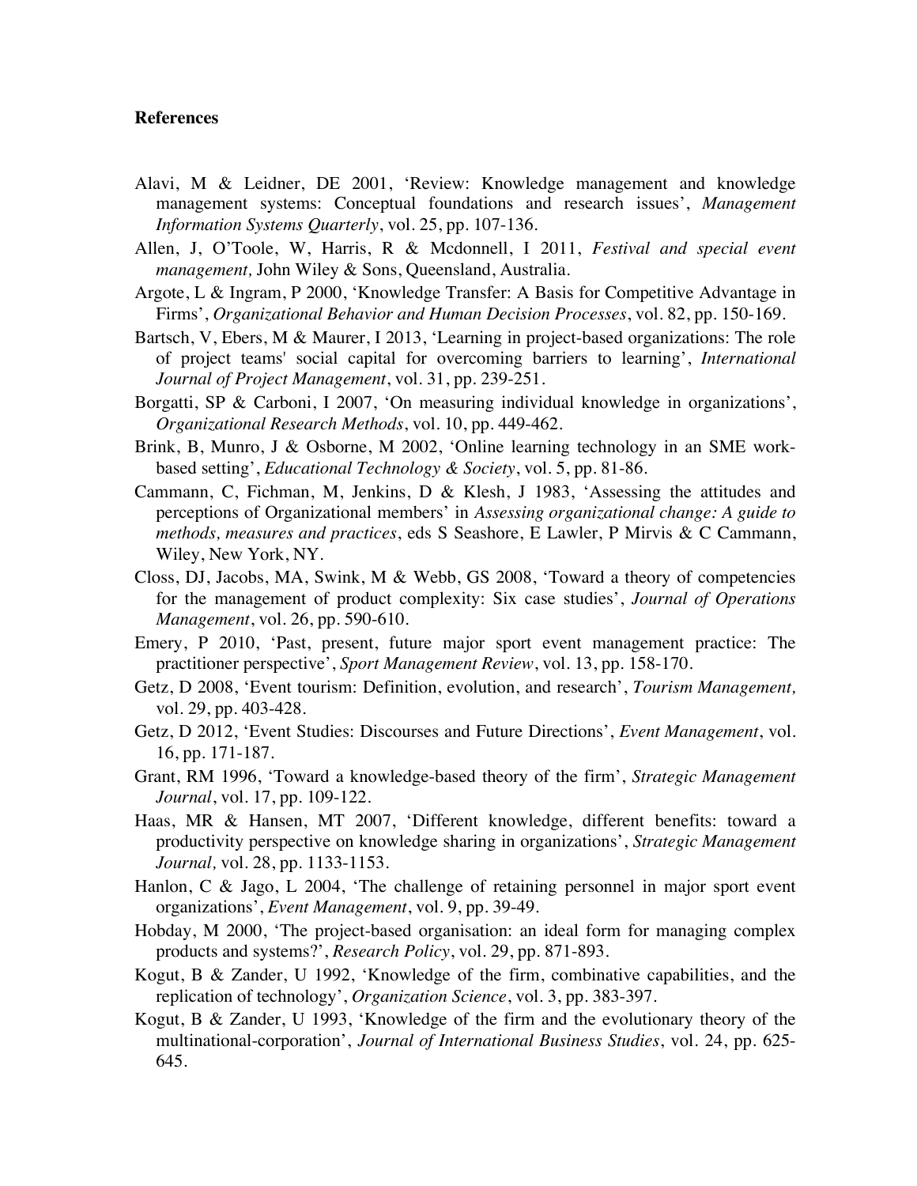**References**

Alavi, M & Leidner, DE 2001, 'Review: Knowledge management and knowledge management systems: Conceptual foundations and research issues', *Management Information Systems Quarterly*, vol. 25, pp. 107-136.

Allen, J, O'Toole, W, Harris, R & Mcdonnell, I 2011, *Festival and special event management,* John Wiley & Sons, Queensland, Australia.

Argote, L & Ingram, P 2000, 'Knowledge Transfer: A Basis for Competitive Advantage in Firms', *Organizational Behavior and Human Decision Processes*, vol. 82, pp. 150-169.

Bartsch, V, Ebers, M & Maurer, I 2013, 'Learning in project-based organizations: The role of project teams' social capital for overcoming barriers to learning', *International Journal of Project Management*, vol. 31, pp. 239-251.

Borgatti, SP & Carboni, I 2007, 'On measuring individual knowledge in organizations', *Organizational Research Methods*, vol. 10, pp. 449-462.

Brink, B, Munro, J & Osborne, M 2002, 'Online learning technology in an SME work-based setting', *Educational Technology & Society*, vol. 5, pp. 81-86.

Cammann, C, Fichman, M, Jenkins, D & Klesh, J 1983, 'Assessing the attitudes and perceptions of Organizational members' in *Assessing organizational change: A guide to methods, measures and practices*, eds S Seashore, E Lawler, P Mirvis & C Cammann, Wiley, New York, NY.

Closs, DJ, Jacobs, MA, Swink, M & Webb, GS 2008, 'Toward a theory of competencies for the management of product complexity: Six case studies', *Journal of Operations Management*, vol. 26, pp. 590-610.

Emery, P 2010, 'Past, present, future major sport event management practice: The practitioner perspective', *Sport Management Review*, vol. 13, pp. 158-170.

Getz, D 2008, 'Event tourism: Definition, evolution, and research', *Tourism Management,* vol. 29, pp. 403-428.

Getz, D 2012, 'Event Studies: Discourses and Future Directions', *Event Management*, vol. 16, pp. 171-187.

Grant, RM 1996, 'Toward a knowledge-based theory of the firm', *Strategic Management Journal*, vol. 17, pp. 109-122.

Haas, MR & Hansen, MT 2007, 'Different knowledge, different benefits: toward a productivity perspective on knowledge sharing in organizations', *Strategic Management Journal,* vol. 28, pp. 1133-1153.

Hanlon, C & Jago, L 2004, 'The challenge of retaining personnel in major sport event organizations', *Event Management*, vol. 9, pp. 39-49.

Hobday, M 2000, 'The project-based organisation: an ideal form for managing complex products and systems?', *Research Policy*, vol. 29, pp. 871-893.

Kogut, B & Zander, U 1992, 'Knowledge of the firm, combinative capabilities, and the replication of technology', *Organization Science*, vol. 3, pp. 383-397.

Kogut, B & Zander, U 1993, 'Knowledge of the firm and the evolutionary theory of the multinational-corporation', *Journal of International Business Studies*, vol. 24, pp. 625-645.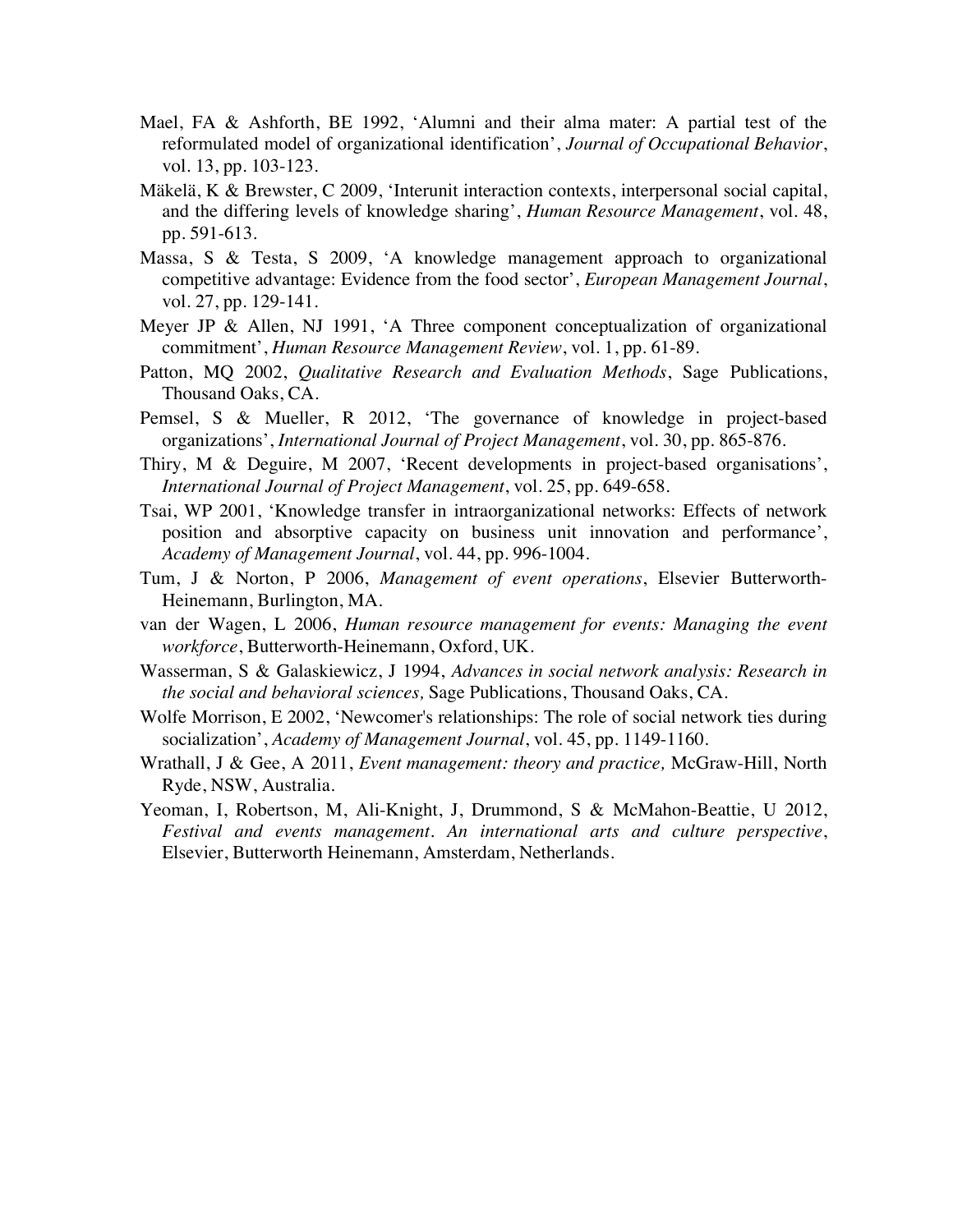Mael, FA & Ashforth, BE 1992, 'Alumni and their alma mater: A partial test of the reformulated model of organizational identification', *Journal of Occupational Behavior*, vol. 13, pp. 103-123.

Mäkelä, K & Brewster, C 2009, 'Interunit interaction contexts, interpersonal social capital, and the differing levels of knowledge sharing', *Human Resource Management*, vol. 48, pp. 591-613.

Massa, S & Testa, S 2009, 'A knowledge management approach to organizational competitive advantage: Evidence from the food sector', *European Management Journal*, vol. 27, pp. 129-141.

Meyer JP & Allen, NJ 1991, 'A Three component conceptualization of organizational commitment', *Human Resource Management Review*, vol. 1, pp. 61-89.

Patton, MQ 2002, *Qualitative Research and Evaluation Methods*, Sage Publications, Thousand Oaks, CA.

Pemsel, S & Mueller, R 2012, 'The governance of knowledge in project-based organizations', *International Journal of Project Management*, vol. 30, pp. 865-876.

Thiry, M & Deguire, M 2007, 'Recent developments in project-based organisations', *International Journal of Project Management*, vol. 25, pp. 649-658.

Tsai, WP 2001, 'Knowledge transfer in intraorganizational networks: Effects of network position and absorptive capacity on business unit innovation and performance', *Academy of Management Journal*, vol. 44, pp. 996-1004.

Tum, J & Norton, P 2006, *Management of event operations*, Elsevier Butterworth-Heinemann, Burlington, MA.

van der Wagen, L 2006, *Human resource management for events: Managing the event workforce*, Butterworth-Heinemann, Oxford, UK.

Wasserman, S & Galaskiewicz, J 1994, *Advances in social network analysis: Research in the social and behavioral sciences,* Sage Publications, Thousand Oaks, CA.

Wolfe Morrison, E 2002, 'Newcomer's relationships: The role of social network ties during socialization', *Academy of Management Journal*, vol. 45, pp. 1149-1160.

Wrathall, J & Gee, A 2011, *Event management: theory and practice,* McGraw-Hill, North Ryde, NSW, Australia.

Yeoman, I, Robertson, M, Ali-Knight, J, Drummond, S & McMahon-Beattie, U 2012, *Festival and events management. An international arts and culture perspective*, Elsevier, Butterworth Heinemann, Amsterdam, Netherlands.